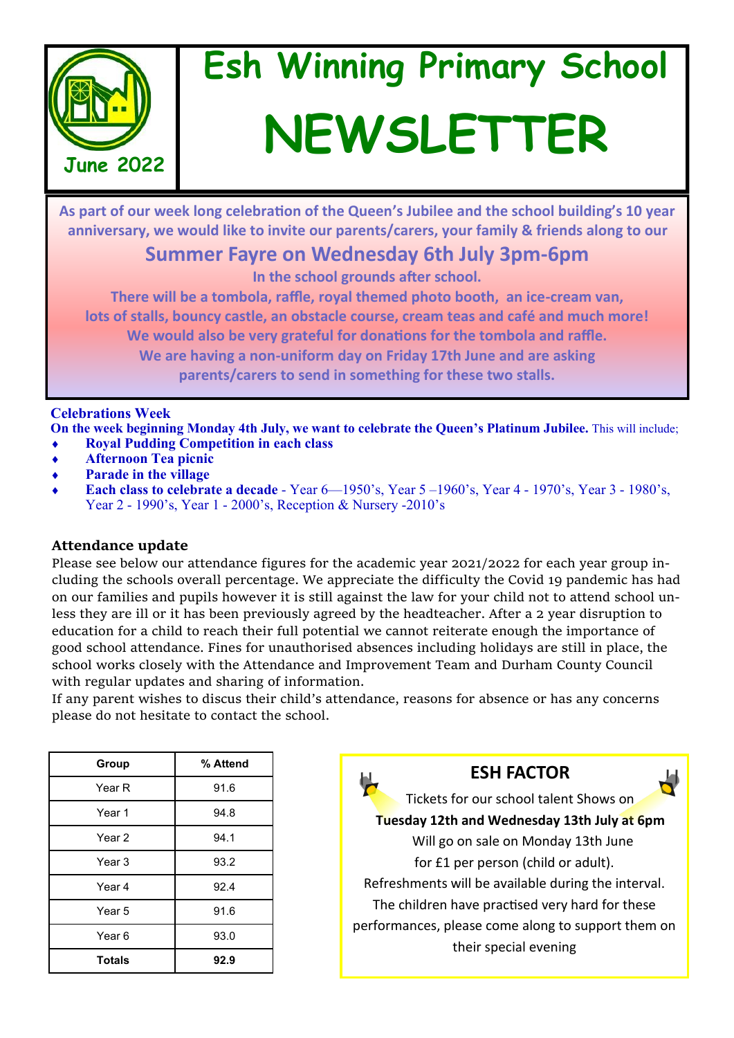# Esh Winning Primary School NEWSLETTER

June 2022

**As part of our week long celebration of the Queen's Jubilee and the school building's 10 year anniversary, we would like to invite our parents/carers, your family & friends along to our**

## Summer Fayre on Wednesday 6th July 3pm-6pm

**In the school grounds after school.**

**There will be a tombola, raffle, royal themed photo booth, an ice-cream van, lots of stalls, bouncy castle, an obstacle course, cream teas and café and much more!**

**We would also be very grateful for donations for the tombola and raffle.**

**We are having a non-uniform day on Friday 17th June and are asking parents/carers to send in something for these two stalls.**

### Celebrations Week

**On the week beginning Monday 4th July, we want to celebrate the Queen's Platinum Jubilee.** This will include;

- **Royal Pudding Competition in each class**
- **Afternoon Tea picnic**
- **Parade in the village**
- **Each class to celebrate a decade** - Year 6—1950's, Year 5 –1960's, Year 4 - 1970's, Year 3 - 1980's, Year 2 - 1990's, Year 1 - 2000's, Reception & Nursery -2010's

### Attendance update

Please see below our attendance figures for the academic year 2021/2022 for each year group including the schools overall percentage. We appreciate the difficulty the Covid 19 pandemic has had on our families and pupils however it is still against the law for your child not to attend school unless they are ill or it has been previously agreed by the headteacher. After a 2 year disruption to education for a child to reach their full potential we cannot reiterate enough the importance of good school attendance. Fines for unauthorised absences including holidays are still in place, the school works closely with the Attendance and Improvement Team and Durham County Council with regular updates and sharing of information.

If any parent wishes to discus their child's attendance, reasons for absence or has any concerns please do not hesitate to contact the school.

| Group | % Attend |
|---|---|
| Year R | 91.6 |
| Year 1 | 94.8 |
| Year 2 | 94.1 |
| Year 3 | 93.2 |
| Year 4 | 92.4 |
| Year 5 | 91.6 |
| Year 6 | 93.0 |
| **Totals** | **92.9** |

### ESH FACTOR

Tickets for our school talent Shows on **Tuesday 12th and Wednesday 13th July at 6pm** Will go on sale on Monday 13th June for £1 per person (child or adult).

Refreshments will be available during the interval.

The children have practised very hard for these performances, please come along to support them on their special evening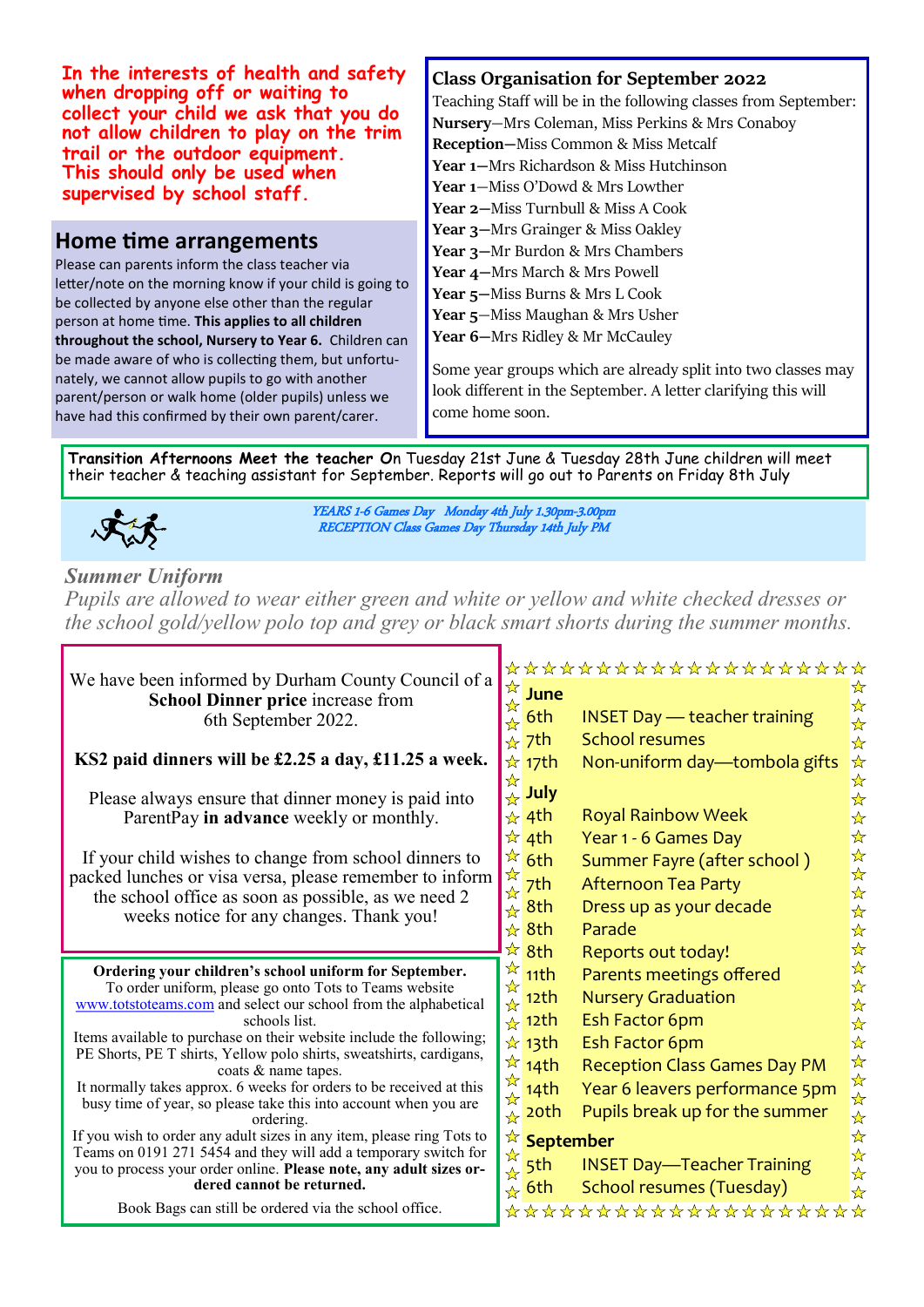**In the interests of health and safety when dropping off or waiting to collect your child we ask that you do not allow children to play on the trim trail or the outdoor equipment. This should only be used when supervised by school staff.**

## Home time arrangements

Please can parents inform the class teacher via letter/note on the morning know if your child is going to be collected by anyone else other than the regular person at home time. **This applies to all children throughout the school, Nursery to Year 6.** Children can be made aware of who is collecting them, but unfortunately, we cannot allow pupils to go with another parent/person or walk home (older pupils) unless we have had this confirmed by their own parent/carer.

## Class Organisation for September 2022

Teaching Staff will be in the following classes from September:

**Nursery**—Mrs Coleman, Miss Perkins & Mrs Conaboy
**Reception**—Miss Common & Miss Metcalf
**Year 1**—Mrs Richardson & Miss Hutchinson
**Year 1**—Miss O'Dowd & Mrs Lowther
**Year 2**—Miss Turnbull & Miss A Cook
**Year 3**—Mrs Grainger & Miss Oakley
**Year 3**—Mr Burdon & Mrs Chambers
**Year 4**—Mrs March & Mrs Powell
**Year 5**—Miss Burns & Mrs L Cook
**Year 5**—Miss Maughan & Mrs Usher
**Year 6**—Mrs Ridley & Mr McCauley

Some year groups which are already split into two classes may look different in the September. A letter clarifying this will come home soon.

**Transition Afternoons Meet the teacher O**n Tuesday 21st June & Tuesday 28th June children will meet their teacher & teaching assistant for September. Reports will go out to Parents on Friday 8th July

*YEARS 1-6 Games Day Monday 4th July 1.30pm-3.00pm*
*RECEPTION Class Games Day Thursday 14th July PM*

### *Summer Uniform*

*Pupils are allowed to wear either green and white or yellow and white checked dresses or the school gold/yellow polo top and grey or black smart shorts during the summer months.*

We have been informed by Durham County Council of a **School Dinner price** increase from 6th September 2022.

**KS2 paid dinners will be £2.25 a day, £11.25 a week.**

Please always ensure that dinner money is paid into ParentPay **in advance** weekly or monthly.

If your child wishes to change from school dinners to packed lunches or visa versa, please remember to inform the school office as soon as possible, as we need 2 weeks notice for any changes. Thank you!

**Ordering your children's school uniform for September.**
To order uniform, please go onto Tots to Teams website www.totstoteams.com and select our school from the alphabetical schools list.
Items available to purchase on their website include the following; PE Shorts, PE T shirts, Yellow polo shirts, sweatshirts, cardigans, coats & name tapes.
It normally takes approx. 6 weeks for orders to be received at this busy time of year, so please take this into account when you are ordering.
If you wish to order any adult sizes in any item, please ring Tots to Teams on 0191 271 5454 and they will add a temporary switch for you to process your order online. **Please note, any adult sizes ordered cannot be returned.**

Book Bags can still be ordered via the school office.

**June**

| | |
|---|---|
| 6th | INSET Day — teacher training |
| 7th | School resumes |
| 17th | Non-uniform day—tombola gifts |

**July**

| | |
|---|---|
| 4th | Royal Rainbow Week |
| 4th | Year 1 - 6 Games Day |
| 6th | Summer Fayre (after school ) |
| 7th | Afternoon Tea Party |
| 8th | Dress up as your decade |
| 8th | Parade |
| 8th | Reports out today! |
| 11th | Parents meetings offered |
| 12th | Nursery Graduation |
| 12th | Esh Factor 6pm |
| 13th | Esh Factor 6pm |
| 14th | Reception Class Games Day PM |
| 14th | Year 6 leavers performance 5pm |
| 20th | Pupils break up for the summer |

**September**

| | |
|---|---|
| 5th | INSET Day—Teacher Training |
| 6th | School resumes (Tuesday) |